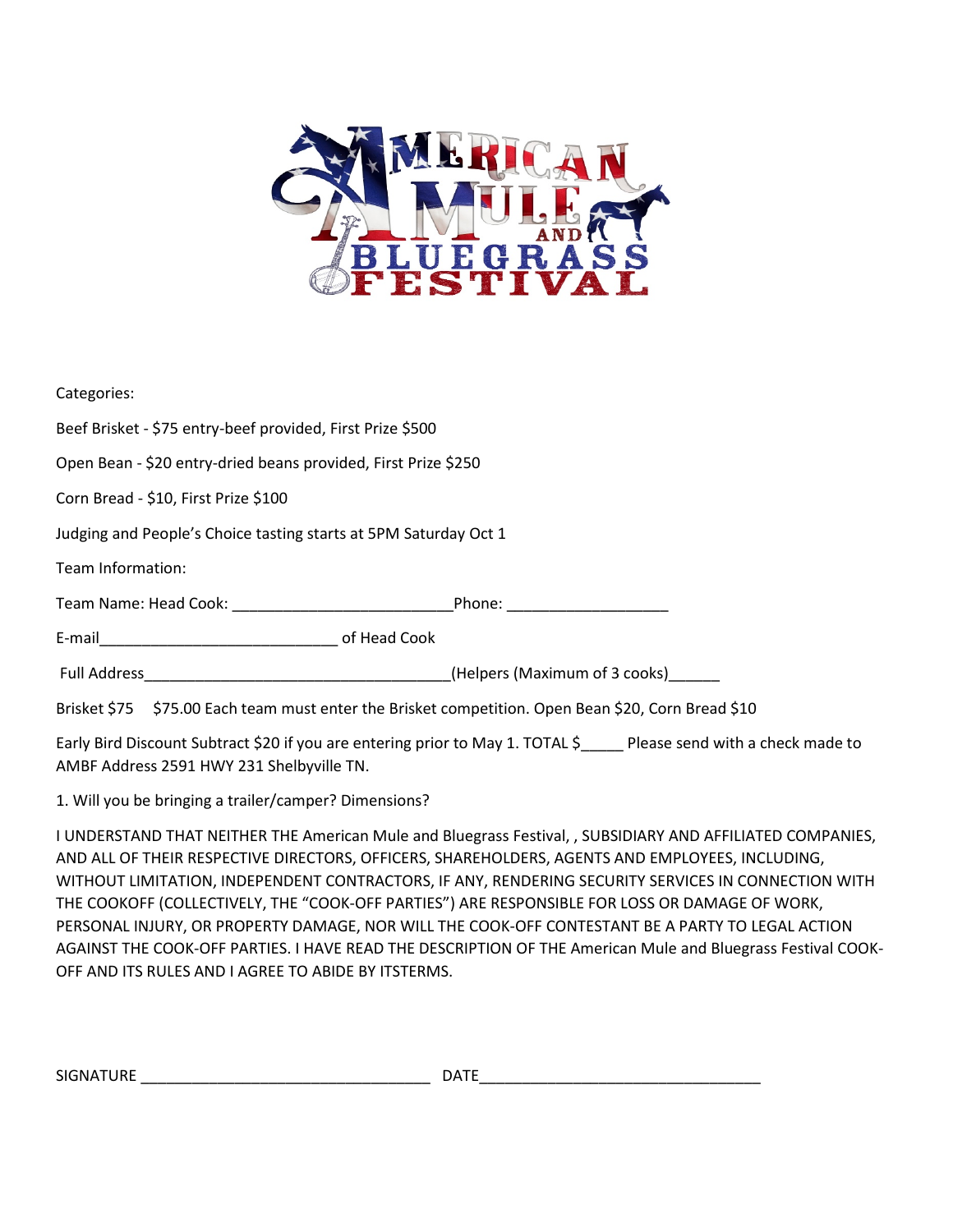# AMERICAN MULE AND BLUEGRASS FESTIVAL

Categories:

Beef Brisket - $75 entry-beef provided, First Prize $500

Open Bean - $20 entry-dried beans provided, First Prize $250

Corn Bread - $10, First Prize $100

Judging and People's Choice tasting starts at 5PM Saturday Oct 1

Team Information:

Team Name: Head Cook: ___________________________Phone: ____________________

E-mail_____________________________ of Head Cook

Full Address_____________________________________(Helpers (Maximum of 3 cooks)______

Brisket $75 $75.00 Each team must enter the Brisket competition. Open Bean $20, Corn Bread $10

Early Bird Discount Subtract $20 if you are entering prior to May 1. TOTAL $_____ Please send with a check made to AMBF Address 2591 HWY 231 Shelbyville TN.

1. Will you be bringing a trailer/camper? Dimensions?

I UNDERSTAND THAT NEITHER THE American Mule and Bluegrass Festival, , SUBSIDIARY AND AFFILIATED COMPANIES, AND ALL OF THEIR RESPECTIVE DIRECTORS, OFFICERS, SHAREHOLDERS, AGENTS AND EMPLOYEES, INCLUDING, WITHOUT LIMITATION, INDEPENDENT CONTRACTORS, IF ANY, RENDERING SECURITY SERVICES IN CONNECTION WITH THE COOKOFF (COLLECTIVELY, THE "COOK-OFF PARTIES") ARE RESPONSIBLE FOR LOSS OR DAMAGE OF WORK, PERSONAL INJURY, OR PROPERTY DAMAGE, NOR WILL THE COOK-OFF CONTESTANT BE A PARTY TO LEGAL ACTION AGAINST THE COOK-OFF PARTIES. I HAVE READ THE DESCRIPTION OF THE American Mule and Bluegrass Festival COOK-OFF AND ITS RULES AND I AGREE TO ABIDE BY ITSTERMS.

SIGNATURE ___________________________________ DATE__________________________________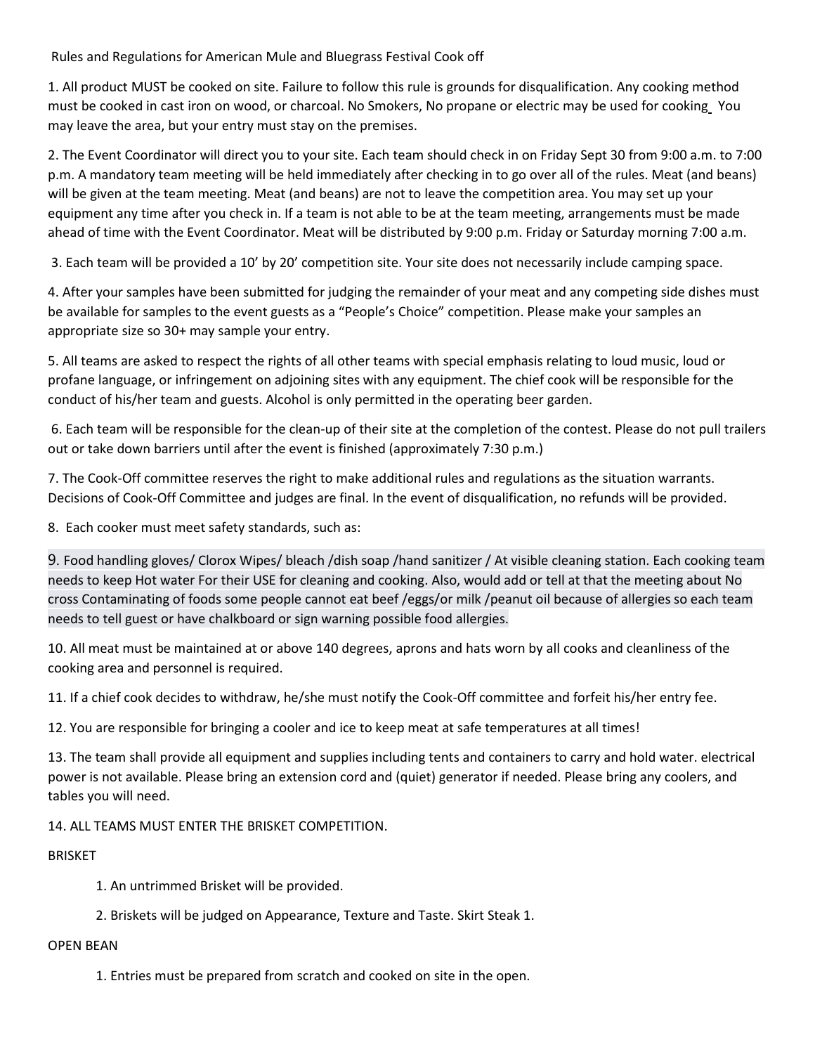Rules and Regulations for American Mule and Bluegrass Festival Cook off

1. All product MUST be cooked on site. Failure to follow this rule is grounds for disqualification. Any cooking method must be cooked in cast iron on wood, or charcoal. No Smokers, No propane or electric may be used for cooking You may leave the area, but your entry must stay on the premises.

2. The Event Coordinator will direct you to your site. Each team should check in on Friday Sept 30 from 9:00 a.m. to 7:00 p.m. A mandatory team meeting will be held immediately after checking in to go over all of the rules. Meat (and beans) will be given at the team meeting. Meat (and beans) are not to leave the competition area. You may set up your equipment any time after you check in. If a team is not able to be at the team meeting, arrangements must be made ahead of time with the Event Coordinator. Meat will be distributed by 9:00 p.m. Friday or Saturday morning 7:00 a.m.

3. Each team will be provided a 10' by 20' competition site. Your site does not necessarily include camping space.

4. After your samples have been submitted for judging the remainder of your meat and any competing side dishes must be available for samples to the event guests as a "People's Choice" competition. Please make your samples an appropriate size so 30+ may sample your entry.

5. All teams are asked to respect the rights of all other teams with special emphasis relating to loud music, loud or profane language, or infringement on adjoining sites with any equipment. The chief cook will be responsible for the conduct of his/her team and guests. Alcohol is only permitted in the operating beer garden.

6. Each team will be responsible for the clean-up of their site at the completion of the contest. Please do not pull trailers out or take down barriers until after the event is finished (approximately 7:30 p.m.)

7. The Cook-Off committee reserves the right to make additional rules and regulations as the situation warrants. Decisions of Cook-Off Committee and judges are final. In the event of disqualification, no refunds will be provided.

8. Each cooker must meet safety standards, such as:

9. Food handling gloves/ Clorox Wipes/ bleach /dish soap /hand sanitizer / At visible cleaning station. Each cooking team needs to keep Hot water For their USE for cleaning and cooking. Also, would add or tell at that the meeting about No cross Contaminating of foods some people cannot eat beef /eggs/or milk /peanut oil because of allergies so each team needs to tell guest or have chalkboard or sign warning possible food allergies.

10. All meat must be maintained at or above 140 degrees, aprons and hats worn by all cooks and cleanliness of the cooking area and personnel is required.

11. If a chief cook decides to withdraw, he/she must notify the Cook-Off committee and forfeit his/her entry fee.

12. You are responsible for bringing a cooler and ice to keep meat at safe temperatures at all times!

13. The team shall provide all equipment and supplies including tents and containers to carry and hold water. electrical power is not available. Please bring an extension cord and (quiet) generator if needed. Please bring any coolers, and tables you will need.

14. ALL TEAMS MUST ENTER THE BRISKET COMPETITION.

BRISKET

1. An untrimmed Brisket will be provided.
2. Briskets will be judged on Appearance, Texture and Taste. Skirt Steak 1.

OPEN BEAN

1. Entries must be prepared from scratch and cooked on site in the open.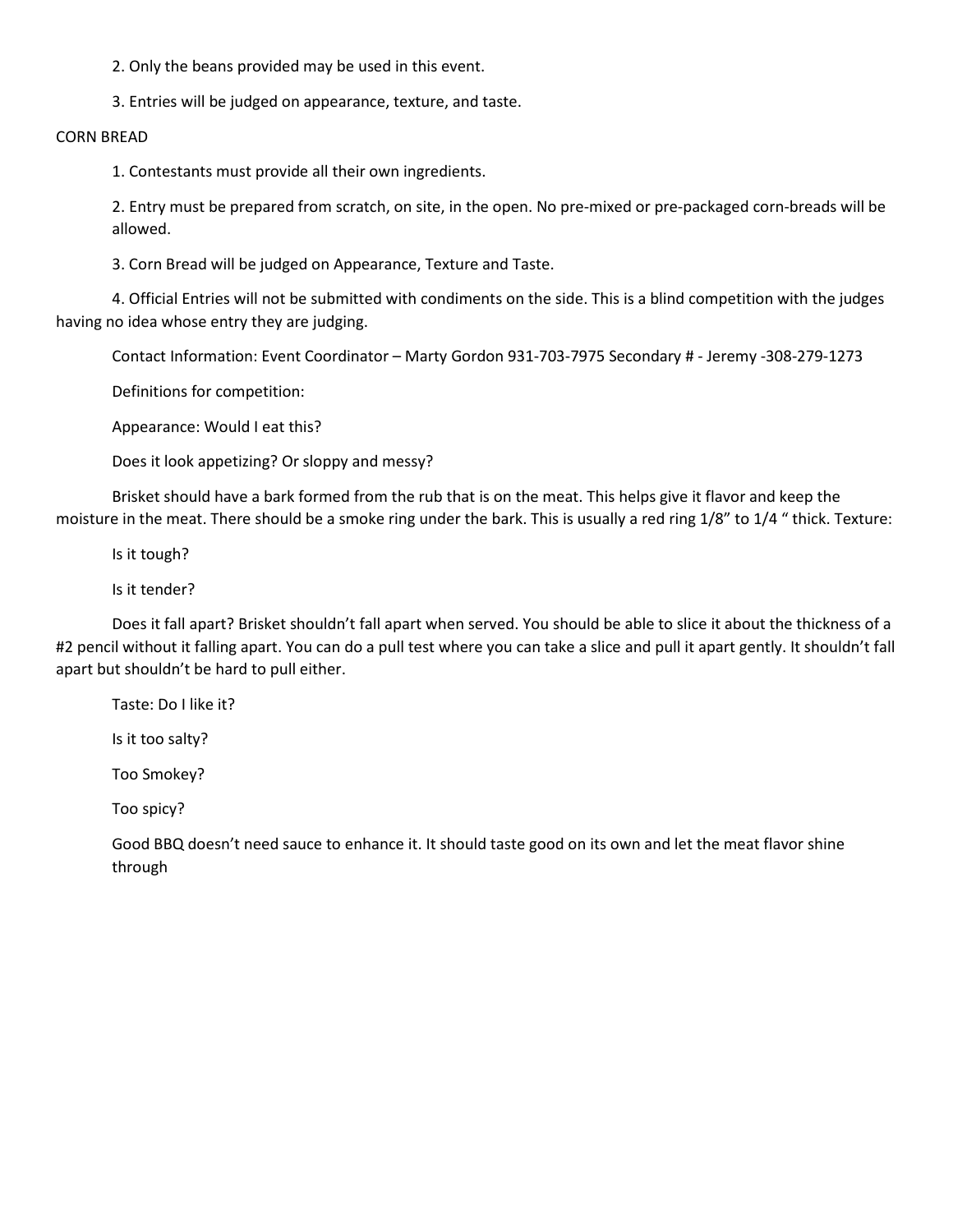2. Only the beans provided may be used in this event.

3. Entries will be judged on appearance, texture, and taste.

CORN BREAD

1. Contestants must provide all their own ingredients.

2. Entry must be prepared from scratch, on site, in the open. No pre-mixed or pre-packaged corn-breads will be allowed.

3. Corn Bread will be judged on Appearance, Texture and Taste.

4. Official Entries will not be submitted with condiments on the side. This is a blind competition with the judges having no idea whose entry they are judging.

Contact Information: Event Coordinator – Marty Gordon 931-703-7975 Secondary # - Jeremy -308-279-1273

Definitions for competition:

Appearance: Would I eat this?

Does it look appetizing? Or sloppy and messy?

Brisket should have a bark formed from the rub that is on the meat. This helps give it flavor and keep the moisture in the meat. There should be a smoke ring under the bark. This is usually a red ring 1/8" to 1/4 " thick. Texture:

Is it tough?

Is it tender?

Does it fall apart? Brisket shouldn't fall apart when served. You should be able to slice it about the thickness of a #2 pencil without it falling apart. You can do a pull test where you can take a slice and pull it apart gently. It shouldn't fall apart but shouldn't be hard to pull either.

Taste: Do I like it?

Is it too salty?

Too Smokey?

Too spicy?

Good BBQ doesn't need sauce to enhance it. It should taste good on its own and let the meat flavor shine through